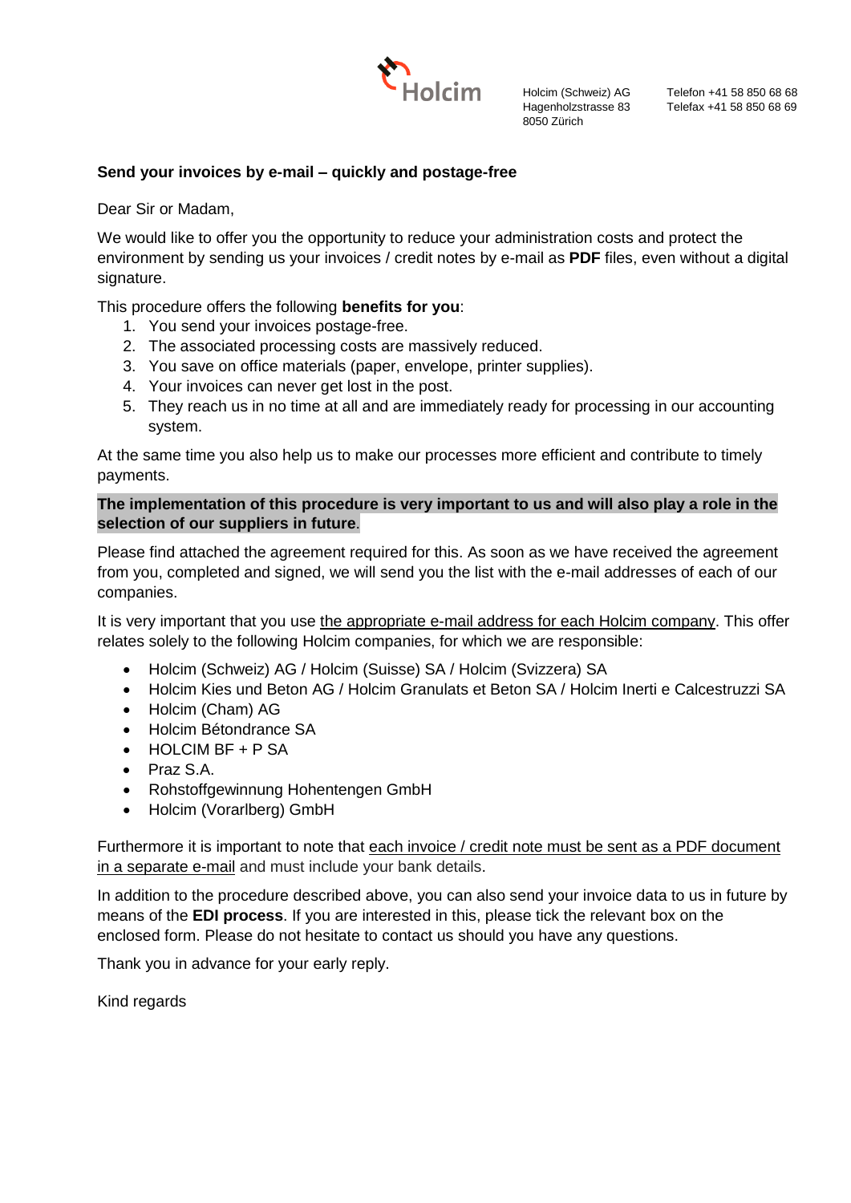Holcim (Schweiz) AG
Hagenholzstrasse 83
8050 Zürich

Telefon +41 58 850 68 68
Telefax +41 58 850 68 69

**Send your invoices by e-mail – quickly and postage-free**

Dear Sir or Madam,

We would like to offer you the opportunity to reduce your administration costs and protect the environment by sending us your invoices / credit notes by e-mail as **PDF** files, even without a digital signature.

This procedure offers the following **benefits for you**:

1. You send your invoices postage-free.
2. The associated processing costs are massively reduced.
3. You save on office materials (paper, envelope, printer supplies).
4. Your invoices can never get lost in the post.
5. They reach us in no time at all and are immediately ready for processing in our accounting system.

At the same time you also help us to make our processes more efficient and contribute to timely payments.

**The implementation of this procedure is very important to us and will also play a role in the selection of our suppliers in future**.

Please find attached the agreement required for this. As soon as we have received the agreement from you, completed and signed, we will send you the list with the e-mail addresses of each of our companies.

It is very important that you use the appropriate e-mail address for each Holcim company. This offer relates solely to the following Holcim companies, for which we are responsible:

- Holcim (Schweiz) AG / Holcim (Suisse) SA / Holcim (Svizzera) SA
- Holcim Kies und Beton AG / Holcim Granulats et Beton SA / Holcim Inerti e Calcestruzzi SA
- Holcim (Cham) AG
- Holcim Bétondrance SA
- HOLCIM BF + P SA
- Praz S.A.
- Rohstoffgewinnung Hohentengen GmbH
- Holcim (Vorarlberg) GmbH

Furthermore it is important to note that each invoice / credit note must be sent as a PDF document in a separate e-mail and must include your bank details.

In addition to the procedure described above, you can also send your invoice data to us in future by means of the **EDI process**. If you are interested in this, please tick the relevant box on the enclosed form. Please do not hesitate to contact us should you have any questions.

Thank you in advance for your early reply.

Kind regards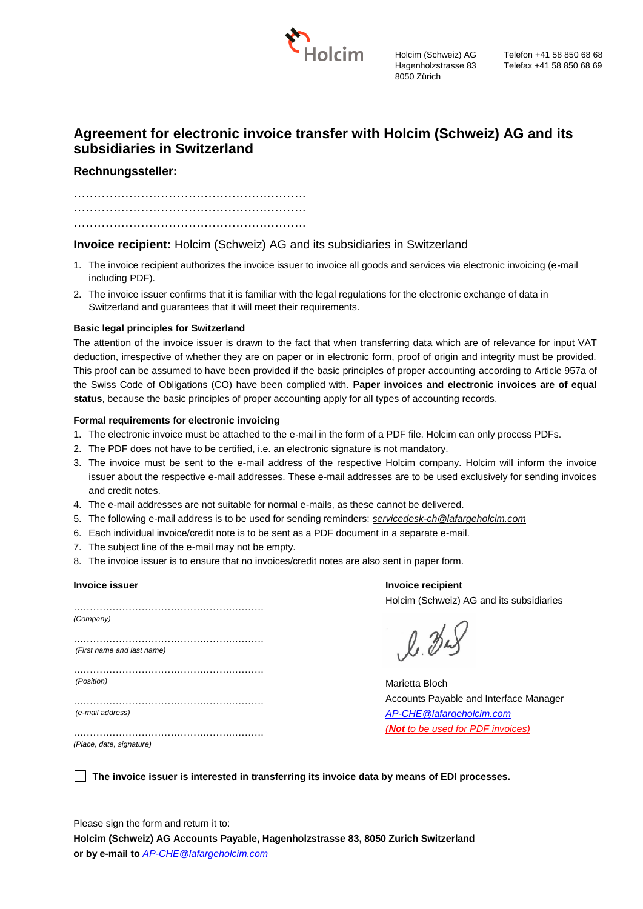Holcim (Schweiz) AG
Hagenholzstrasse 83
8050 Zürich

Telefon +41 58 850 68 68
Telefax +41 58 850 68 69

# Agreement for electronic invoice transfer with Holcim (Schweiz) AG and its subsidiaries in Switzerland

## Rechnungssteller:

…………………………………………………….
…………………………………………………….
…………………………………………………….

**Invoice recipient:** Holcim (Schweiz) AG and its subsidiaries in Switzerland

1. The invoice recipient authorizes the invoice issuer to invoice all goods and services via electronic invoicing (e-mail including PDF).
2. The invoice issuer confirms that it is familiar with the legal regulations for the electronic exchange of data in Switzerland and guarantees that it will meet their requirements.

#### Basic legal principles for Switzerland

The attention of the invoice issuer is drawn to the fact that when transferring data which are of relevance for input VAT deduction, irrespective of whether they are on paper or in electronic form, proof of origin and integrity must be provided. This proof can be assumed to have been provided if the basic principles of proper accounting according to Article 957a of the Swiss Code of Obligations (CO) have been complied with. **Paper invoices and electronic invoices are of equal status**, because the basic principles of proper accounting apply for all types of accounting records.

#### Formal requirements for electronic invoicing

1. The electronic invoice must be attached to the e-mail in the form of a PDF file. Holcim can only process PDFs.
2. The PDF does not have to be certified, i.e. an electronic signature is not mandatory.
3. The invoice must be sent to the e-mail address of the respective Holcim company. Holcim will inform the invoice issuer about the respective e-mail addresses. These e-mail addresses are to be used exclusively for sending invoices and credit notes.
4. The e-mail addresses are not suitable for normal e-mails, as these cannot be delivered.
5. The following e-mail address is to be used for sending reminders: *servicedesk-ch@lafargeholcim.com*
6. Each individual invoice/credit note is to be sent as a PDF document in a separate e-mail.
7. The subject line of the e-mail may not be empty.
8. The invoice issuer is to ensure that no invoices/credit notes are also sent in paper form.

**Invoice issuer**

………………………………………………….
*(Company)*

………………………………………………….
*(First name and last name)*

………………………………………………….
*(Position)*

………………………………………………….
*(e-mail address)*

………………………………………………….
*(Place, date, signature)*

**Invoice recipient**
Holcim (Schweiz) AG and its subsidiaries

Marietta Bloch
Accounts Payable and Interface Manager
*AP-CHE@lafargeholcim.com*
*(**Not** to be used for PDF invoices)*

☐ **The invoice issuer is interested in transferring its invoice data by means of EDI processes.**

Please sign the form and return it to:
**Holcim (Schweiz) AG Accounts Payable, Hagenholzstrasse 83, 8050 Zurich Switzerland**
**or by e-mail to** *AP-CHE@lafargeholcim.com*